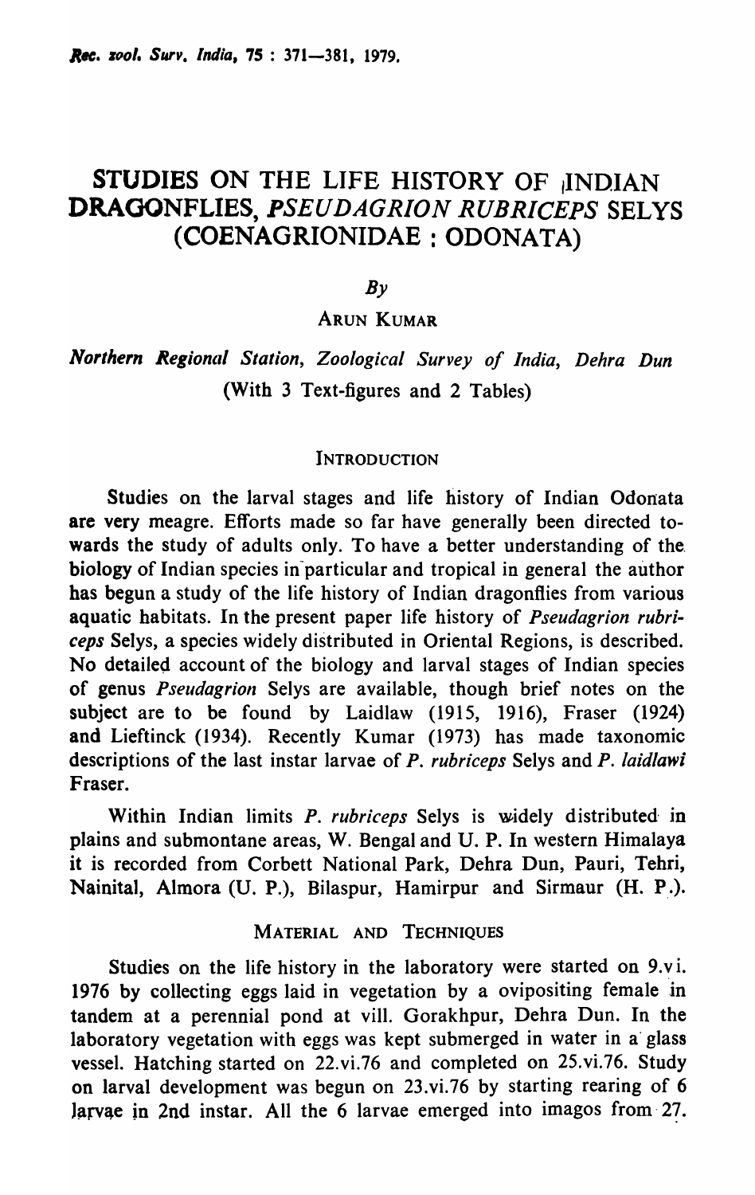# STUDIES ON THE LIFE HISTORY OF INDIAN DRAGONFLIES, *PSEUDAGRION RUBRICEPS* SELYS (COENAGRIONIDAE : ODONATA)

By

ARUN KUMAR

*Northern Regional Station, Zoological Survey of India, Dehra Dun*

(With 3 Text-figures and 2 Tables)

## INTRODUCTION

Studies on the larval stages and life history of Indian Odonata are very meagre. Efforts made so far have generally been directed towards the study of adults only. To have a better understanding of the biology of Indian species in particular and tropical in general the author has begun a study of the life history of Indian dragonflies from various aquatic habitats. In the present paper life history of *Pseudagrion rubriceps* Selys, a species widely distributed in Oriental Regions, is described. No detailed account of the biology and larval stages of Indian species of genus *Pseudagrion* Selys are available, though brief notes on the subject are to be found by Laidlaw (1915, 1916), Fraser (1924) and Lieftinck (1934). Recently Kumar (1973) has made taxonomic descriptions of the last instar larvae of *P. rubriceps* Selys and *P. laidlawi* Fraser.

Within Indian limits *P. rubriceps* Selys is widely distributed in plains and submontane areas, W. Bengal and U. P. In western Himalaya it is recorded from Corbett National Park, Dehra Dun, Pauri, Tehri, Nainital, Almora (U. P.), Bilaspur, Hamirpur and Sirmaur (H. P.).

## MATERIAL AND TECHNIQUES

Studies on the life history in the laboratory were started on 9.vi. 1976 by collecting eggs laid in vegetation by a ovipositing female in tandem at a perennial pond at vill. Gorakhpur, Dehra Dun. In the laboratory vegetation with eggs was kept submerged in water in a glass vessel. Hatching started on 22.vi.76 and completed on 25.vi.76. Study on larval development was begun on 23.vi.76 by starting rearing of 6 larvae in 2nd instar. All the 6 larvae emerged into imagos from 27.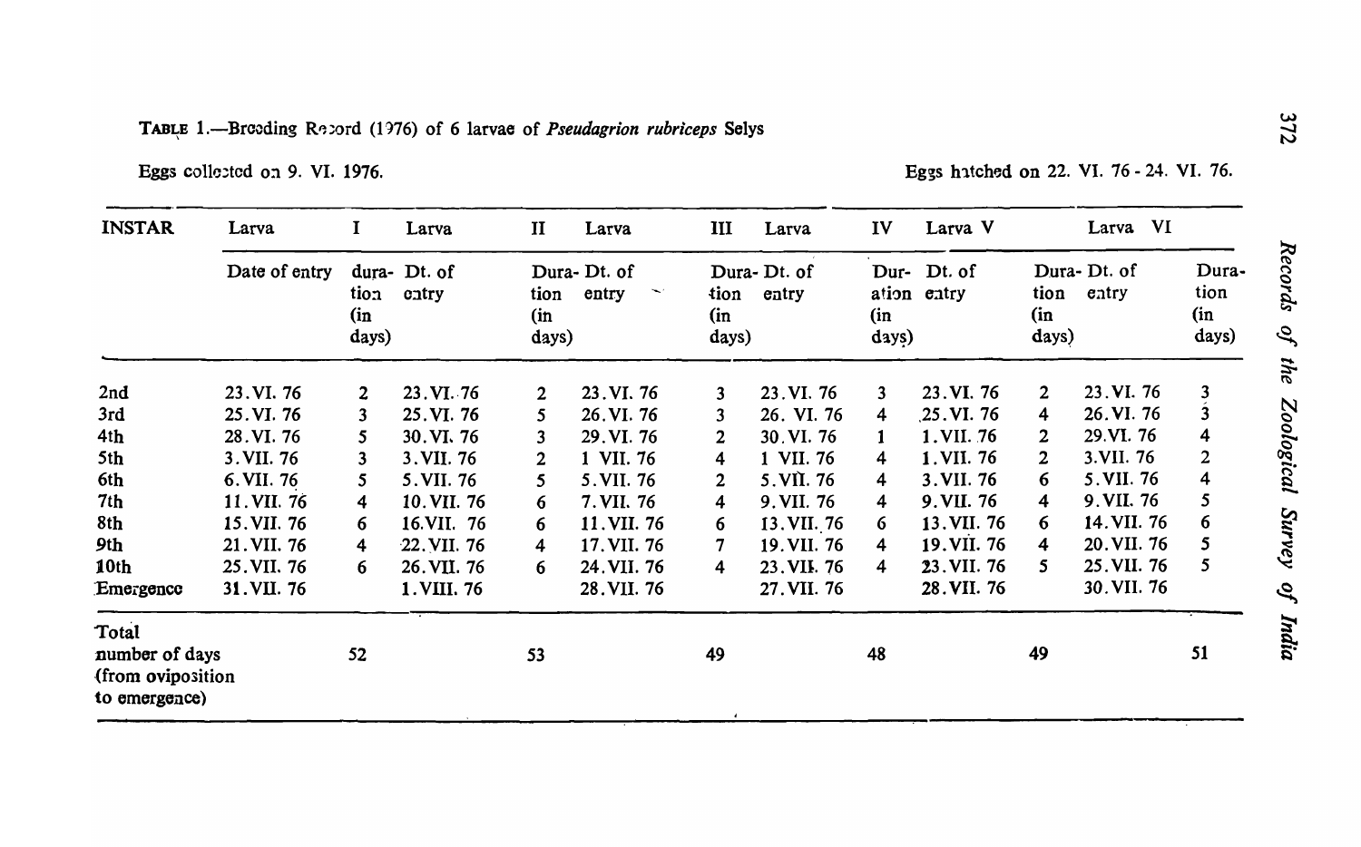**TABLE 1.**—Breeding Record (1976) of 6 larvae of *Pseudagrion rubriceps* Selys

Eggs collected on 9. VI. 1976. Eggs hatched on 22. VI. 76 - 24. VI. 76.

| INSTAR | Larva I | | Larva II | | Larva III | | Larva IV | | Larva V | | Larva VI | |
|---|---|---|---|---|---|---|---|---|---|---|---|---|
| | Date of entry | duration (in days) | Dt. of entry | Duration (in days) | Dt. of entry | Duration (in days) | Dt. of entry | Duration (in days) | Dt. of entry | Duration (in days) | Dt. of entry | Duration (in days) |
| 2nd | 23. VI. 76 | 2 | 23. VI. 76 | 2 | 23. VI. 76 | 3 | 23. VI. 76 | 3 | 23. VI. 76 | 2 | 23. VI. 76 | 3 |
| 3rd | 25. VI. 76 | 3 | 25. VI. 76 | 5 | 26. VI. 76 | 3 | 26. VI. 76 | 4 | 25. VI. 76 | 4 | 26. VI. 76 | 3 |
| 4th | 28. VI. 76 | 5 | 30. VI. 76 | 3 | 29. VI. 76 | 2 | 30. VI. 76 | 1 | 1. VII. 76 | 2 | 29. VI. 76 | 4 |
| 5th | 3. VII. 76 | 3 | 3. VII. 76 | 2 | 1 VII. 76 | 4 | 1 VII. 76 | 4 | 1. VII. 76 | 2 | 3. VII. 76 | 2 |
| 6th | 6. VII. 76 | 5 | 5. VII. 76 | 5 | 5. VII. 76 | 2 | 5. VII. 76 | 4 | 3. VII. 76 | 6 | 5. VII. 76 | 4 |
| 7th | 11. VII. 76 | 4 | 10. VII. 76 | 6 | 7. VII. 76 | 4 | 9. VII. 76 | 4 | 9. VII. 76 | 4 | 9. VII. 76 | 5 |
| 8th | 15. VII. 76 | 6 | 16. VII. 76 | 6 | 11. VII. 76 | 6 | 13. VII. 76 | 6 | 13. VII. 76 | 6 | 14. VII. 76 | 6 |
| 9th | 21. VII. 76 | 4 | 22. VII. 76 | 4 | 17. VII. 76 | 7 | 19. VII. 76 | 4 | 19. VII. 76 | 4 | 20. VII. 76 | 5 |
| 10th | 25. VII. 76 | 6 | 26. VII. 76 | 6 | 24. VII. 76 | 4 | 23. VII. 76 | 4 | 23. VII. 76 | 5 | 25. VII. 76 | 5 |
| Emergence | 31. VII. 76 | | 1. VIII. 76 | | 28. VII. 76 | | 27. VII. 76 | | 28. VII. 76 | | 30. VII. 76 | |
| Total number of days (from oviposition to emergence) | | 52 | | 53 | | 49 | | 48 | | 49 | | 51 |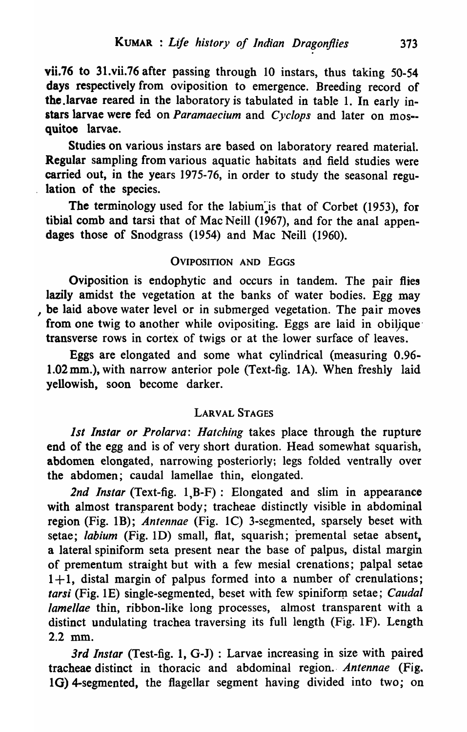vii.76 to 31.vii.76 after passing through 10 instars, thus taking 50-54 days respectively from oviposition to emergence. Breeding record of the larvae reared in the laboratory is tabulated in table 1. In early instars larvae were fed on *Paramaecium* and *Cyclops* and later on mos--quitoe larvae.

Studies on various instars are based on laboratory reared material. Regular sampling from various aquatic habitats and field studies were carried out, in the years 1975-76, in order to study the seasonal regulation of the species.

The terminology used for the labium is that of Corbet (1953), for tibial comb and tarsi that of Mac Neill (1967), and for the anal appendages those of Snodgrass (1954) and Mac Neill (1960).

## OVIPOSITION AND EGGS

Oviposition is endophytic and occurs in tandem. The pair flies lazily amidst the vegetation at the banks of water bodies. Egg may be laid above water level or in submerged vegetation. The pair moves from one twig to another while ovipositing. Eggs are laid in obilique transverse rows in cortex of twigs or at the lower surface of leaves.

Eggs are elongated and some what cylindrical (measuring 0.96-1.02 mm.), with narrow anterior pole (Text-fig. 1A). When freshly laid yellowish, soon become darker.

## LARVAL STAGES

*1st Instar or Prolarva*: *Hatching* takes place through the rupture end of the egg and is of very short duration. Head somewhat squarish, abdomen elongated, narrowing posteriorly; legs folded ventrally over the abdomen; caudal lamellae thin, elongated.

*2nd Instar* (Text-fig. 1,B-F) : Elongated and slim in appearance with almost transparent body; tracheae distinctly visible in abdominal region (Fig. 1B); *Antennae* (Fig. 1C) 3-segmented, sparsely beset with setae; *labium* (Fig. 1D) small, flat, squarish; premental setae absent, a lateral spiniform seta present near the base of palpus, distal margin of prementum straight but with a few mesial crenations; palpal setae 1+1, distal margin of palpus formed into a number of crenulations; *tarsi* (Fig. 1E) single-segmented, beset with few spiniform setae; *Caudal lamellae* thin, ribbon-like long processes, almost transparent with a distinct undulating trachea traversing its full length (Fig. 1F). Length 2.2 mm.

*3rd Instar* (Test-fig. 1, G-J) : Larvae increasing in size with paired tracheae distinct in thoracic and abdominal region. *Antennae* (Fig. 1G) 4-segmented, the flagellar segment having divided into two; on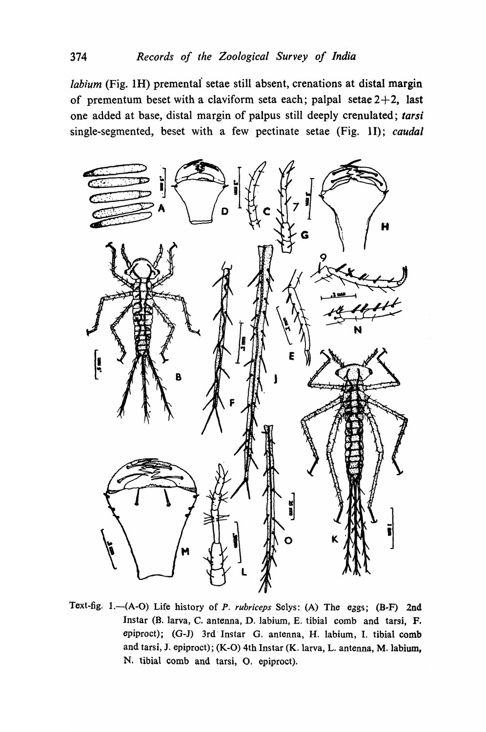*labium* (Fig. 1H) premental setae still absent, crenations at distal margin of prementum beset with a claviform seta each; palpal setae 2+2, last one added at base, distal margin of palpus still deeply crenulated; *tarsi* single-segmented, beset with a few pectinate setae (Fig. 1I); *caudal*

Text-fig. 1.—(A-O) Life history of *P. rubriceps* Selys: (A) The eggs; (B-F) 2nd Instar (B. larva, C. antenna, D. labium, E. tibial comb and tarsi, F. epiproct); (G-J) 3rd Instar G. antenna, H. labium, I. tibial comb and tarsi, J. epiproct); (K-O) 4th Instar (K. larva, L. antenna, M. labium, N. tibial comb and tarsi, O. epiproct).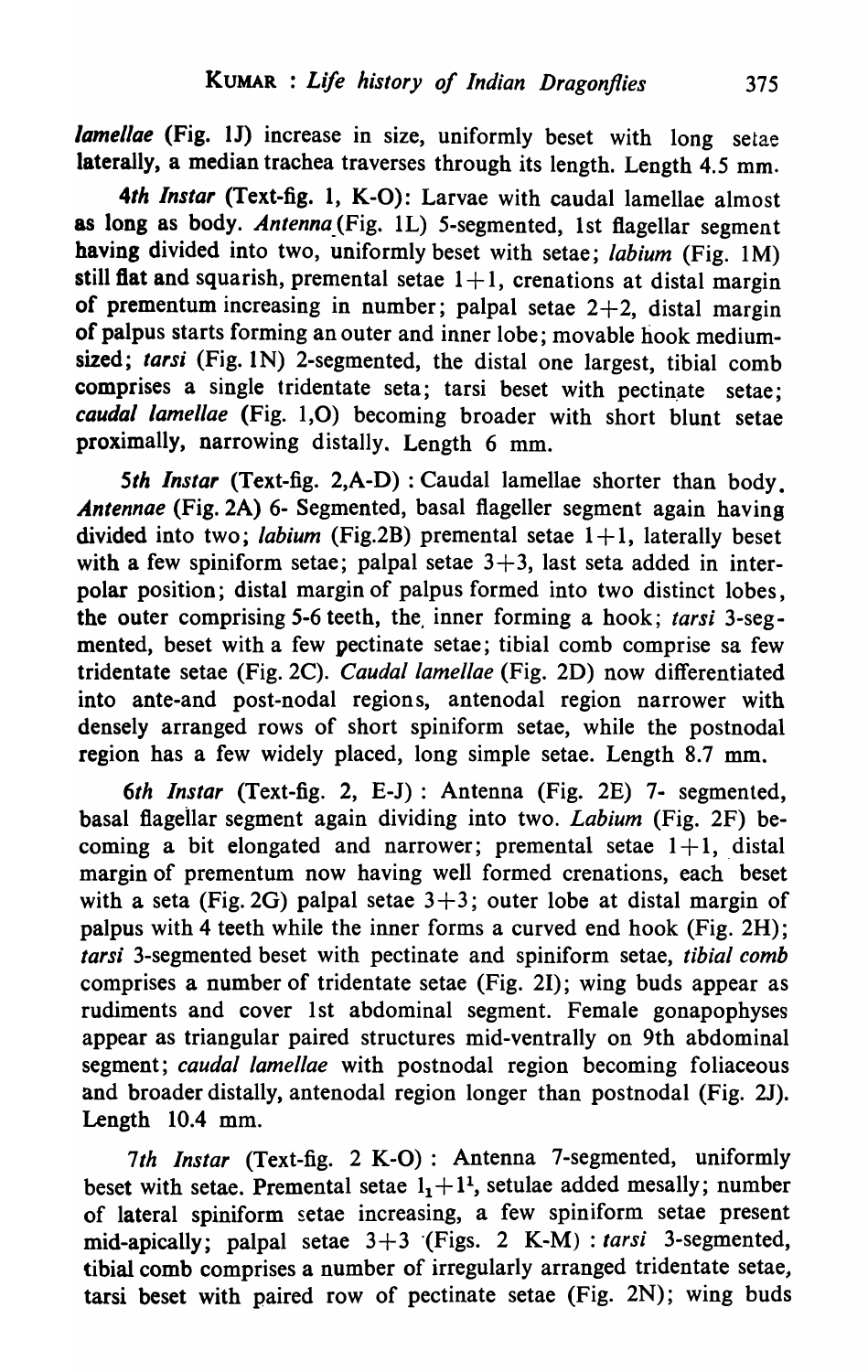*lamellae* (Fig. 1J) increase in size, uniformly beset with long setae laterally, a median trachea traverses through its length. Length 4.5 mm.

*4th Instar* (Text-fig. 1, K-O): Larvae with caudal lamellae almost as long as body. *Antenna* (Fig. 1L) 5-segmented, 1st flagellar segment having divided into two, uniformly beset with setae; *labium* (Fig. 1M) still flat and squarish, premental setae 1+1, crenations at distal margin of prementum increasing in number; palpal setae 2+2, distal margin of palpus starts forming an outer and inner lobe; movable hook medium-sized; *tarsi* (Fig. 1N) 2-segmented, the distal one largest, tibial comb comprises a single tridentate seta; tarsi beset with pectinate setae; *caudal lamellae* (Fig. 1,O) becoming broader with short blunt setae proximally, narrowing distally. Length 6 mm.

*5th Instar* (Text-fig. 2,A-D) : Caudal lamellae shorter than body. *Antennae* (Fig. 2A) 6- Segmented, basal flageller segment again having divided into two; *labium* (Fig.2B) premental setae 1+1, laterally beset with a few spiniform setae; palpal setae 3+3, last seta added in interpolar position; distal margin of palpus formed into two distinct lobes, the outer comprising 5-6 teeth, the inner forming a hook; *tarsi* 3-segmented, beset with a few pectinate setae; tibial comb comprise sa few tridentate setae (Fig. 2C). *Caudal lamellae* (Fig. 2D) now differentiated into ante-and post-nodal regions, antenodal region narrower with densely arranged rows of short spiniform setae, while the postnodal region has a few widely placed, long simple setae. Length 8.7 mm.

*6th Instar* (Text-fig. 2, E-J) : Antenna (Fig. 2E) 7- segmented, basal flagellar segment again dividing into two. *Labium* (Fig. 2F) becoming a bit elongated and narrower; premental setae 1+1, distal margin of prementum now having well formed crenations, each beset with a seta (Fig. 2G) palpal setae 3+3; outer lobe at distal margin of palpus with 4 teeth while the inner forms a curved end hook (Fig. 2H); *tarsi* 3-segmented beset with pectinate and spiniform setae, *tibial comb* comprises a number of tridentate setae (Fig. 2I); wing buds appear as rudiments and cover 1st abdominal segment. Female gonapophyses appear as triangular paired structures mid-ventrally on 9th abdominal segment; *caudal lamellae* with postnodal region becoming foliaceous and broader distally, antenodal region longer than postnodal (Fig. 2J). Length 10.4 mm.

*7th Instar* (Text-fig. 2 K-O) : Antenna 7-segmented, uniformly beset with setae. Premental setae $1_1+1^1$, setulae added mesally; number of lateral spiniform setae increasing, a few spiniform setae present mid-apically; palpal setae 3+3 (Figs. 2 K-M) : *tarsi* 3-segmented, tibial comb comprises a number of irregularly arranged tridentate setae, tarsi beset with paired row of pectinate setae (Fig. 2N); wing buds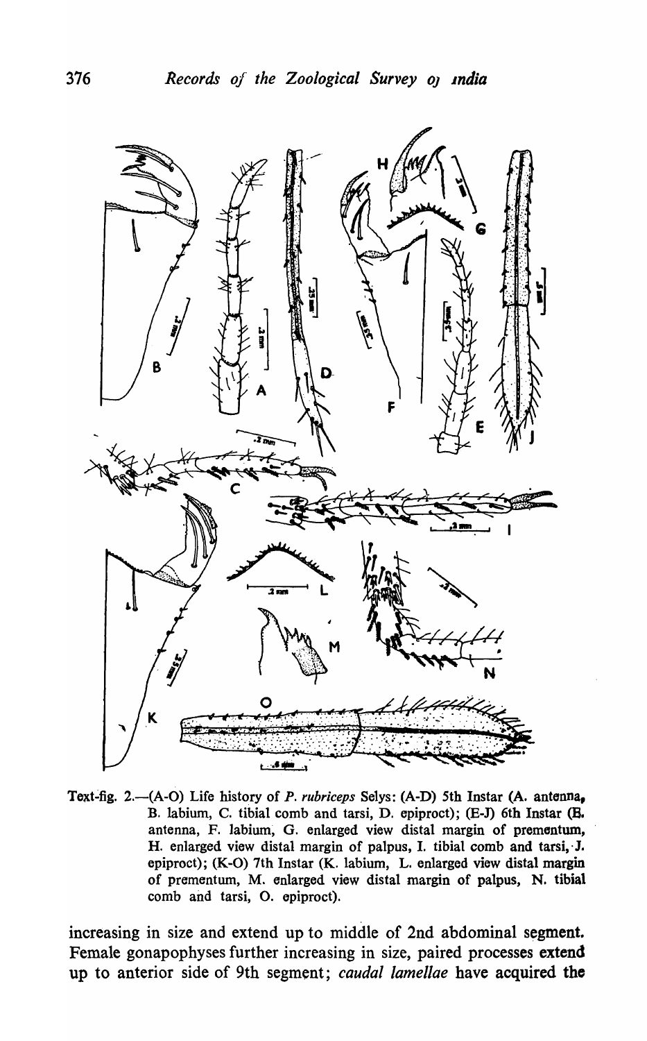Text-fig. 2.—(A-O) Life history of *P. rubriceps* Selys: (A-D) 5th Instar (A. antenna, B. labium, C. tibial comb and tarsi, D. epiproct); (E-J) 6th Instar (E. antenna, F. labium, G. enlarged view distal margin of prementum, H. enlarged view distal margin of palpus, I. tibial comb and tarsi, J. epiproct); (K-O) 7th Instar (K. labium, L. enlarged view distal margin of prementum, M. enlarged view distal margin of palpus, N. tibial comb and tarsi, O. epiproct).

increasing in size and extend up to middle of 2nd abdominal segment. Female gonapophyses further increasing in size, paired processes extend up to anterior side of 9th segment; *caudal lamellae* have acquired the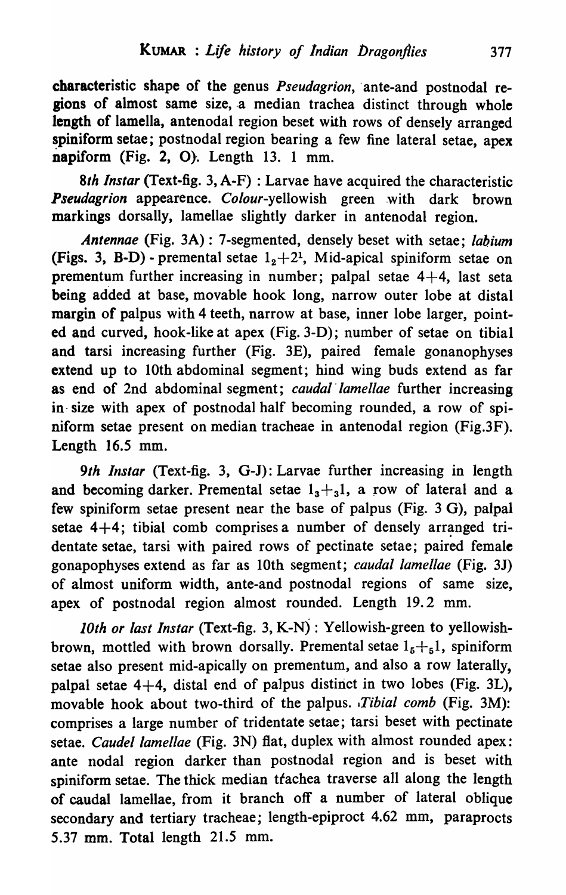characteristic shape of the genus *Pseudagrion*, ante-and postnodal regions of almost same size, a median trachea distinct through whole length of lamella, antenodal region beset with rows of densely arranged spiniform setae; postnodal region bearing a few fine lateral setae, apex napiform (Fig. 2, O). Length 13. 1 mm.

*8th Instar* (Text-fig. 3, A-F) : Larvae have acquired the characteristic *Pseudagrion* appearence. *Colour*-yellowish green with dark brown markings dorsally, lamellae slightly darker in antenodal region.

*Antennae* (Fig. 3A) : 7-segmented, densely beset with setae; *labium* (Figs. 3, B-D) - premental setae $1_2+2^1$, Mid-apical spiniform setae on prementum further increasing in number; palpal setae 4+4, last seta being added at base, movable hook long, narrow outer lobe at distal margin of palpus with 4 teeth, narrow at base, inner lobe larger, pointed and curved, hook-like at apex (Fig. 3-D); number of setae on tibial and tarsi increasing further (Fig. 3E), paired female gonanophyses extend up to 10th abdominal segment; hind wing buds extend as far as end of 2nd abdominal segment; *caudal lamellae* further increasing in size with apex of postnodal half becoming rounded, a row of spiniform setae present on median tracheae in antenodal region (Fig.3F). Length 16.5 mm.

*9th Instar* (Text-fig. 3, G-J): Larvae further increasing in length and becoming darker. Premental setae $1_3+_31$, a row of lateral and a few spiniform setae present near the base of palpus (Fig. 3 G), palpal setae 4+4; tibial comb comprises a number of densely arranged tridentate setae, tarsi with paired rows of pectinate setae; paired female gonapophyses extend as far as 10th segment; *caudal lamellae* (Fig. 3J) of almost uniform width, ante-and postnodal regions of same size, apex of postnodal region almost rounded. Length 19.2 mm.

*10th or last Instar* (Text-fig. 3, K-N) : Yellowish-green to yellowish-brown, mottled with brown dorsally. Premental setae $1_5+_51$, spiniform setae also present mid-apically on prementum, and also a row laterally, palpal setae 4+4, distal end of palpus distinct in two lobes (Fig. 3L), movable hook about two-third of the palpus. *Tibial comb* (Fig. 3M): comprises a large number of tridentate setae; tarsi beset with pectinate setae. *Caudel lamellae* (Fig. 3N) flat, duplex with almost rounded apex: ante nodal region darker than postnodal region and is beset with spiniform setae. The thick median trachea traverse all along the length of caudal lamellae, from it branch off a number of lateral oblique secondary and tertiary tracheae; length-epiproct 4.62 mm, paraprocts 5.37 mm. Total length 21.5 mm.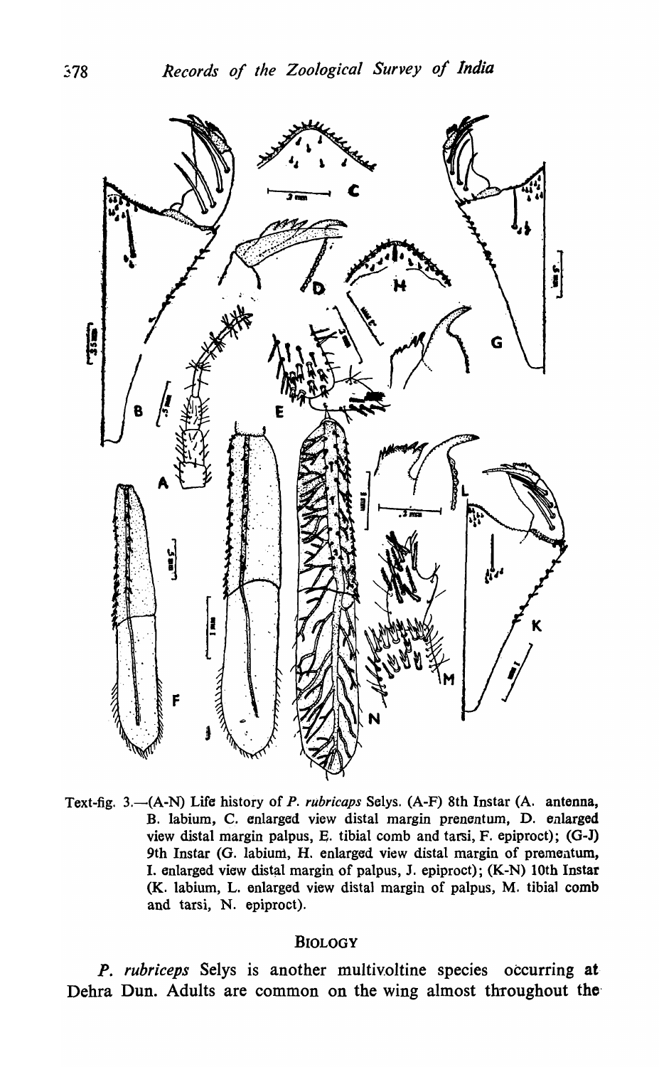Text-fig. 3.—(A-N) Life history of *P. rubricaps* Selys. (A-F) 8th Instar (A. antenna, B. labium, C. enlarged view distal margin prenentum, D. enlarged view distal margin palpus, E. tibial comb and tarsi, F. epiproct); (G-J) 9th Instar (G. labium, H. enlarged view distal margin of prementum, I. enlarged view distal margin of palpus, J. epiproct); (K-N) 10th Instar (K. labium, L. enlarged view distal margin of palpus, M. tibial comb and tarsi, N. epiproct).

## Biology

*P. rubriceps* Selys is another multivoltine species occurring at Dehra Dun. Adults are common on the wing almost throughout the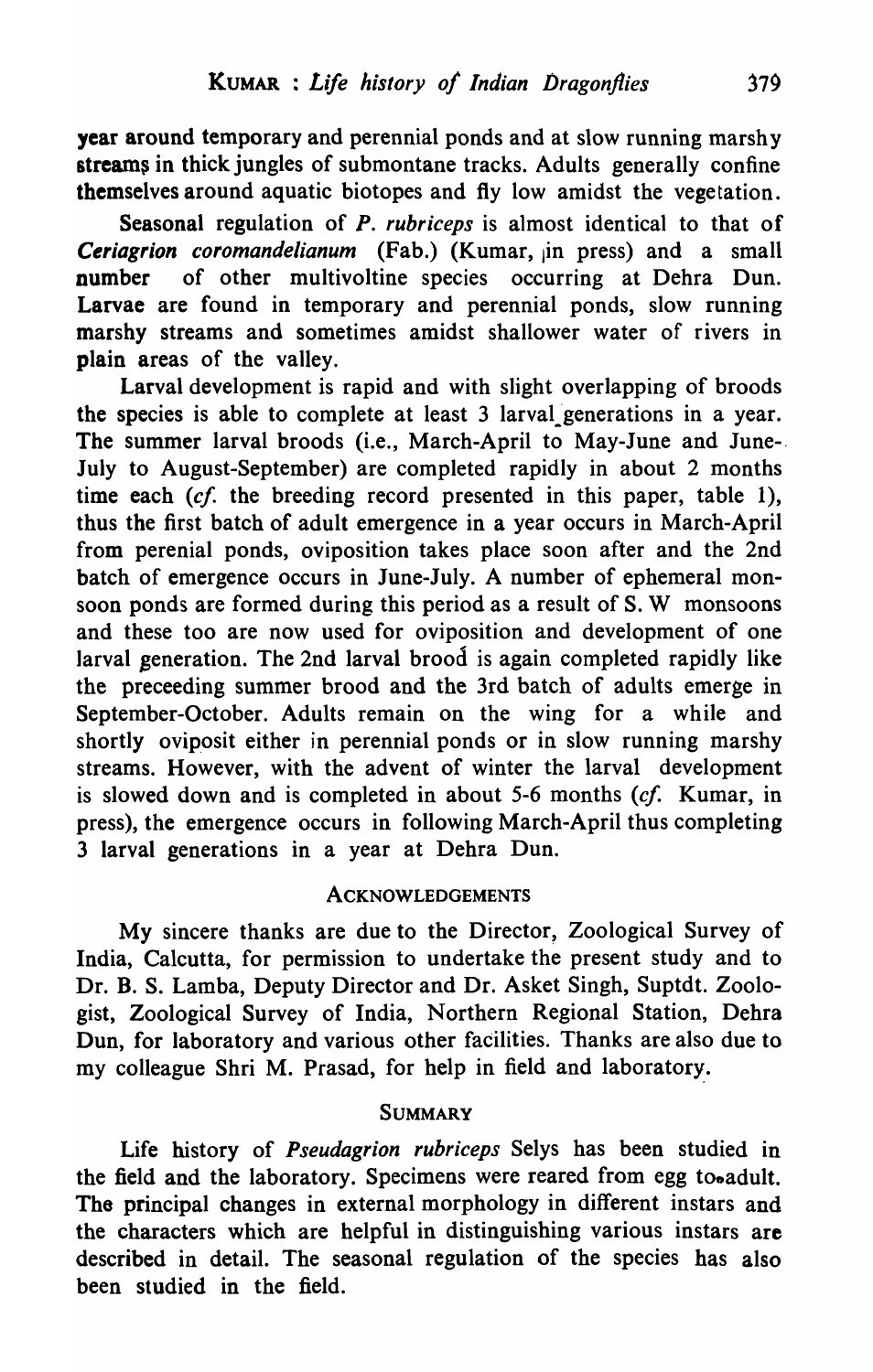year around temporary and perennial ponds and at slow running marshy streams in thick jungles of submontane tracks. Adults generally confine themselves around aquatic biotopes and fly low amidst the vegetation.

Seasonal regulation of *P. rubriceps* is almost identical to that of *Ceriagrion coromandelianum* (Fab.) (Kumar, in press) and a small number of other multivoltine species occurring at Dehra Dun. Larvae are found in temporary and perennial ponds, slow running marshy streams and sometimes amidst shallower water of rivers in plain areas of the valley.

Larval development is rapid and with slight overlapping of broods the species is able to complete at least 3 larval generations in a year. The summer larval broods (i.e., March-April to May-June and June-July to August-September) are completed rapidly in about 2 months time each (*cf.* the breeding record presented in this paper, table 1), thus the first batch of adult emergence in a year occurs in March-April from perenial ponds, oviposition takes place soon after and the 2nd batch of emergence occurs in June-July. A number of ephemeral monsoon ponds are formed during this period as a result of S. W monsoons and these too are now used for oviposition and development of one larval generation. The 2nd larval brood is again completed rapidly like the preceeding summer brood and the 3rd batch of adults emerge in September-October. Adults remain on the wing for a while and shortly oviposit either in perennial ponds or in slow running marshy streams. However, with the advent of winter the larval development is slowed down and is completed in about 5-6 months (*cf.* Kumar, in press), the emergence occurs in following March-April thus completing 3 larval generations in a year at Dehra Dun.

## ACKNOWLEDGEMENTS

My sincere thanks are due to the Director, Zoological Survey of India, Calcutta, for permission to undertake the present study and to Dr. B. S. Lamba, Deputy Director and Dr. Asket Singh, Suptdt. Zoologist, Zoological Survey of India, Northern Regional Station, Dehra Dun, for laboratory and various other facilities. Thanks are also due to my colleague Shri M. Prasad, for help in field and laboratory.

## SUMMARY

Life history of *Pseudagrion rubriceps* Selys has been studied in the field and the laboratory. Specimens were reared from egg to adult. The principal changes in external morphology in different instars and the characters which are helpful in distinguishing various instars are described in detail. The seasonal regulation of the species has also been studied in the field.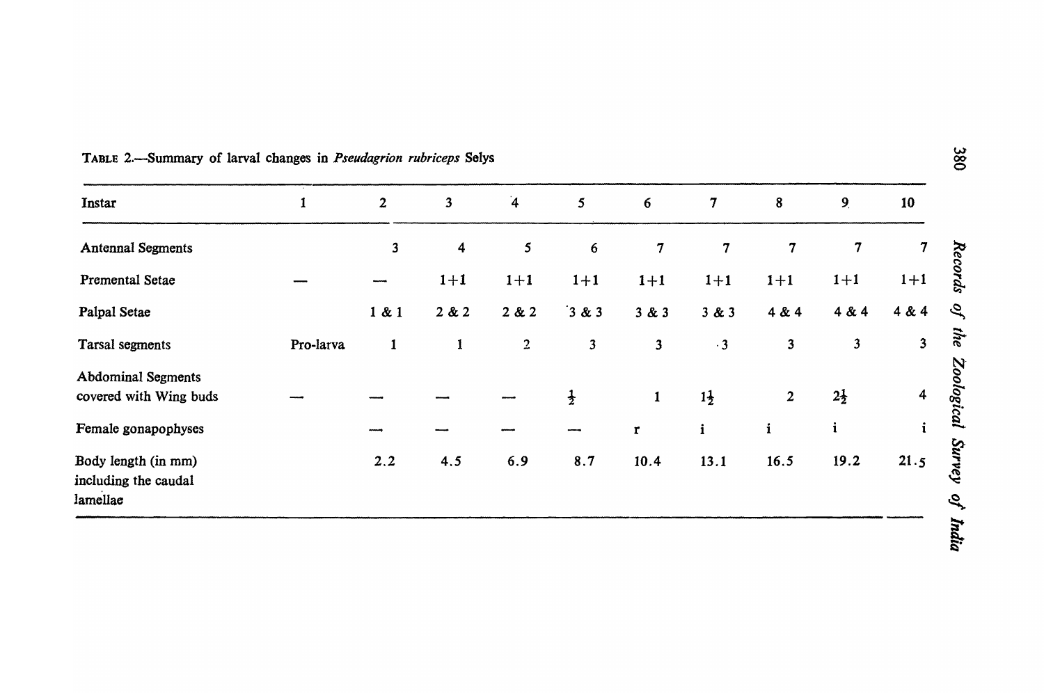TABLE 2.—Summary of larval changes in *Pseudagrion rubriceps* Selys

| Instar | 1 | 2 | 3 | 4 | 5 | 6 | 7 | 8 | 9 | 10 |
|---|---|---|---|---|---|---|---|---|---|---|
| Antennal Segments | | 3 | 4 | 5 | 6 | 7 | 7 | 7 | 7 | 7 |
| Premental Setae | — | — | 1+1 | 1+1 | 1+1 | 1+1 | 1+1 | 1+1 | 1+1 | 1+1 |
| Palpal Setae | | 1 & 1 | 2 & 2 | 2 & 2 | 3 & 3 | 3 & 3 | 3 & 3 | 4 & 4 | 4 & 4 | 4 & 4 |
| Tarsal segments | Pro-larva | 1 | 1 | 2 | 3 | 3 | 3 | 3 | 3 | 3 |
| Abdominal Segments covered with Wing buds | — | — | — | — | $\frac{1}{2}$ | 1 | $1\frac{1}{2}$ | 2 | $2\frac{1}{2}$ | 4 |
| Female gonapophyses | | — | — | — | — | r | i | i | i | i |
| Body length (in mm) including the caudal lamellae | | 2.2 | 4.5 | 6.9 | 8.7 | 10.4 | 13.1 | 16.5 | 19.2 | 21.5 |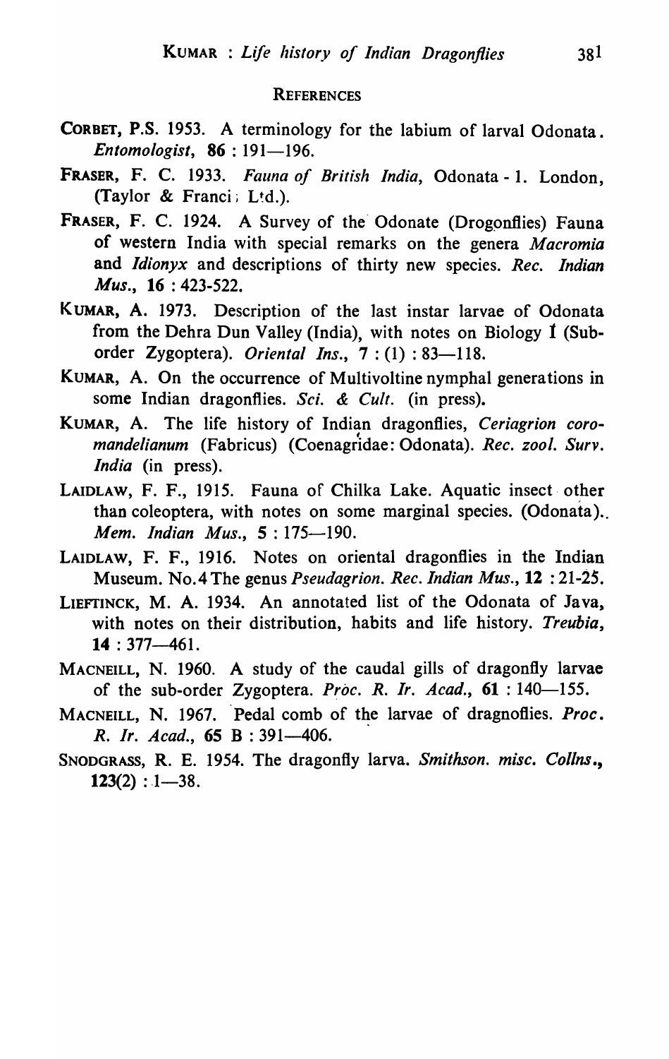## REFERENCES

CORBET, P.S. 1953. A terminology for the labium of larval Odonata. *Entomologist*, **86** : 191—196.

FRASER, F. C. 1933. *Fauna of British India*, Odonata - 1. London, (Taylor & Franci; Ltd.).

FRASER, F. C. 1924. A Survey of the Odonate (Drogonflies) Fauna of western India with special remarks on the genera *Macromia* and *Idionyx* and descriptions of thirty new species. *Rec. Indian Mus.*, **16** : 423-522.

KUMAR, A. 1973. Description of the last instar larvae of Odonata from the Dehra Dun Valley (India), with notes on Biology I (Sub-order Zygoptera). *Oriental Ins.*, **7** : (1) : 83—118.

KUMAR, A. On the occurrence of Multivoltine nymphal generations in some Indian dragonflies. *Sci. & Cult.* (in press).

KUMAR, A. The life history of Indian dragonflies, *Ceriagrion coromandelianum* (Fabricus) (Coenagridae: Odonata). *Rec. zool. Surv. India* (in press).

LAIDLAW, F. F., 1915. Fauna of Chilka Lake. Aquatic insect other than coleoptera, with notes on some marginal species. (Odonata). *Mem. Indian Mus.*, **5** : 175—190.

LAIDLAW, F. F., 1916. Notes on oriental dragonflies in the Indian Museum. No.4 The genus *Pseudagrion*. *Rec. Indian Mus.*, **12** : 21-25.

LIEFTINCK, M. A. 1934. An annotated list of the Odonata of Java, with notes on their distribution, habits and life history. *Treubia*, **14** : 377—461.

MACNEILL, N. 1960. A study of the caudal gills of dragonfly larvae of the sub-order Zygoptera. *Proc. R. Ir. Acad.*, **61** : 140—155.

MACNEILL, N. 1967. Pedal comb of the larvae of dragnoflies. *Proc. R. Ir. Acad.*, **65 B** : 391—406.

SNODGRASS, R. E. 1954. The dragonfly larva. *Smithson. misc. Collns.*, **123**(2) : 1—38.